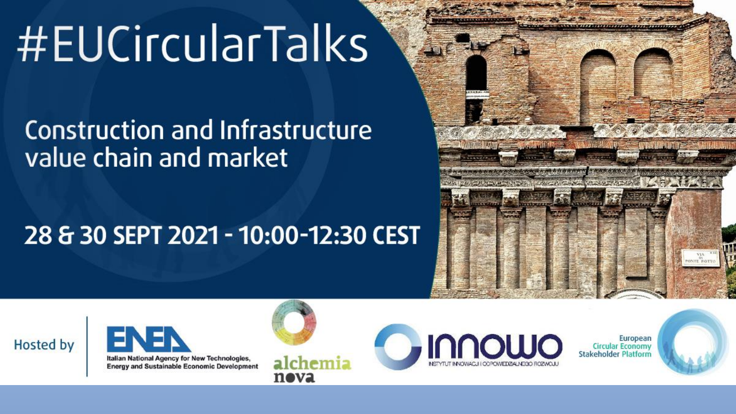# #EUCircularTalks

## Construction and Infrastructure value chain and market

**28 & 30 SEPT 2021 - 10:00-12:30 CEST**

Hosted by

ENEA – Italian National Agency for New Technologies, Energy and Sustainable Economic Development

alchemia nova

INNOWO – INSTYTUT INNOWACJI I ODPOWIEDZIALNEGO ROZWOJU

European Circular Economy Stakeholder Platform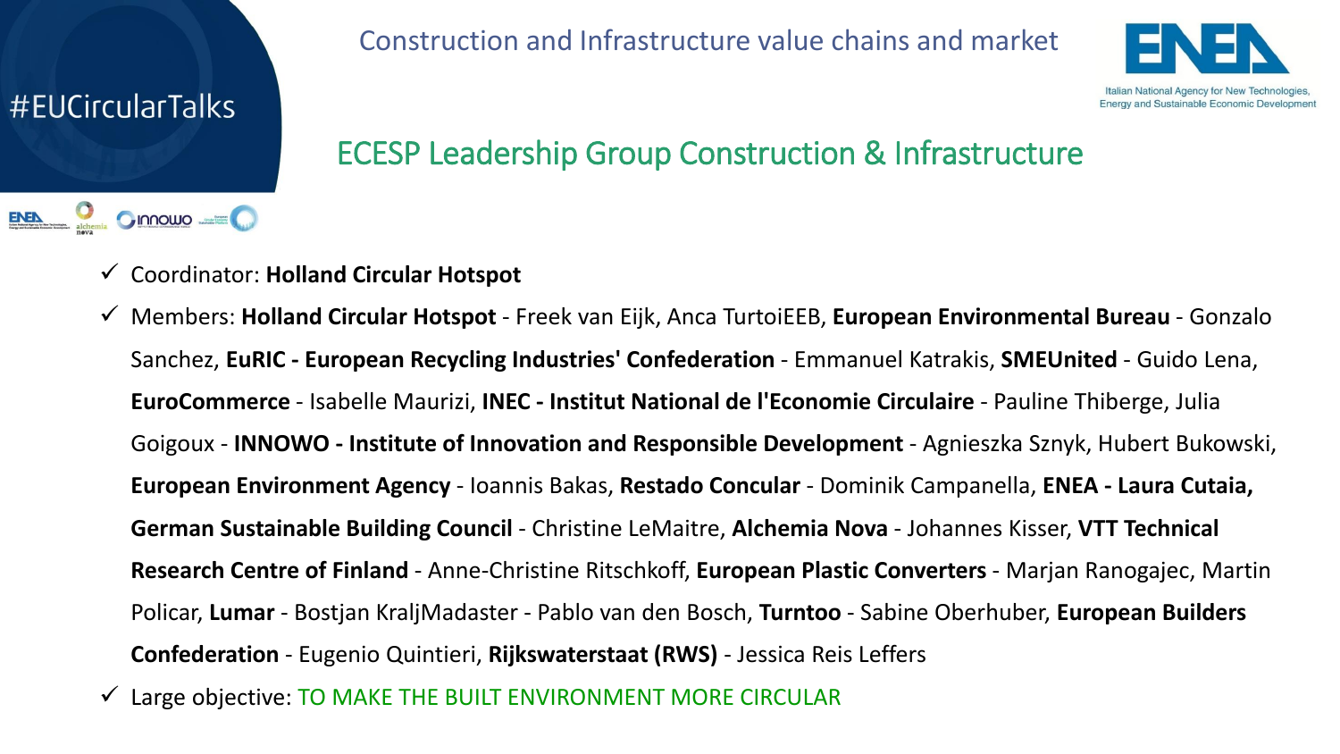#EUCircularTalks

Construction and Infrastructure value chains and market

## ECESP Leadership Group Construction & Infrastructure

- Coordinator: **Holland Circular Hotspot**
- Members: **Holland Circular Hotspot** - Freek van Eijk, Anca TurtoiEEB, **European Environmental Bureau** - Gonzalo Sanchez, **EuRIC - European Recycling Industries' Confederation** - Emmanuel Katrakis, **SMEUnited** - Guido Lena, **EuroCommerce** - Isabelle Maurizi, **INEC - Institut National de l'Economie Circulaire** - Pauline Thiberge, Julia Goigoux - **INNOWO - Institute of Innovation and Responsible Development** - Agnieszka Sznyk, Hubert Bukowski, **European Environment Agency** - Ioannis Bakas, **Restado Concular** - Dominik Campanella, **ENEA - Laura Cutaia, German Sustainable Building Council** - Christine LeMaitre, **Alchemia Nova** - Johannes Kisser, **VTT Technical Research Centre of Finland** - Anne-Christine Ritschkoff, **European Plastic Converters** - Marjan Ranogajec, Martin Policar, **Lumar** - Bostjan KraljMadaster - Pablo van den Bosch, **Turntoo** - Sabine Oberhuber, **European Builders Confederation** - Eugenio Quintieri, **Rijkswaterstaat (RWS)** - Jessica Reis Leffers
- Large objective: TO MAKE THE BUILT ENVIRONMENT MORE CIRCULAR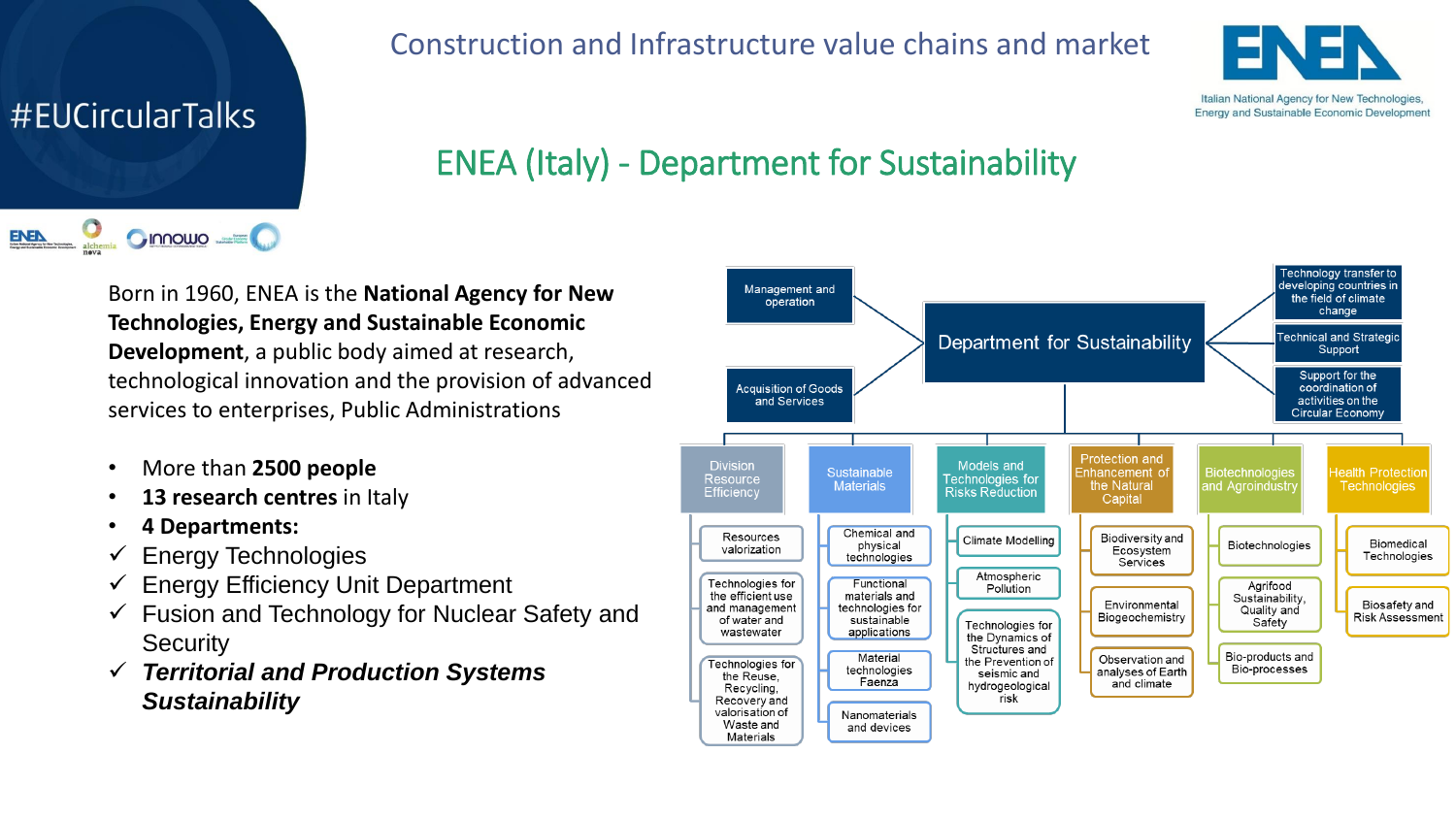# Construction and Infrastructure value chains and market

#EUCircularTalks

## ENEA (Italy) - Department for Sustainability

Born in 1960, ENEA is the **National Agency for New Technologies, Energy and Sustainable Economic Development**, a public body aimed at research, technological innovation and the provision of advanced services to enterprises, Public Administrations

- More than **2500 people**
- **13 research centres** in Italy
- **4 Departments:**
  - ✓ Energy Technologies
  - ✓ Energy Efficiency Unit Department
  - ✓ Fusion and Technology for Nuclear Safety and Security
  - ✓ ***Territorial and Production Systems Sustainability***

**Department for Sustainability**

- Management and operation
- Acquisition of Goods and Services
- Technology transfer to developing countries in the field of climate change
- Technical and Strategic Support
- Support for the coordination of activities on the Circular Economy

| Division Resource Efficiency | Sustainable Materials | Models and Technologies for Risks Reduction | Protection and Enhancement of the Natural Capital | Biotechnologies and Agroindustry | Health Protection Technologies |
|---|---|---|---|---|---|
| Resources valorization | Chemical and physical technologies | Climate Modelling | Biodiversity and Ecosystem Services | Biotechnologies | Biomedical Technologies |
| Technologies for the efficient use and management of water and wastewater | Functional materials and technologies for sustainable applications | Atmospheric Pollution | Environmental Biogeochemistry | Agrifood Sustainability, Quality and Safety | Biosafety and Risk Assessment |
| Technologies for the Reuse, Recycling, Recovery and valorisation of Waste and Materials | Material technologies Faenza | Technologies for the Dynamics of Structures and the Prevention of seismic and hydrogeological risk | Observation and analyses of Earth and climate | Bio-products and Bio-processes | |
| | Nanomaterials and devices | | | | |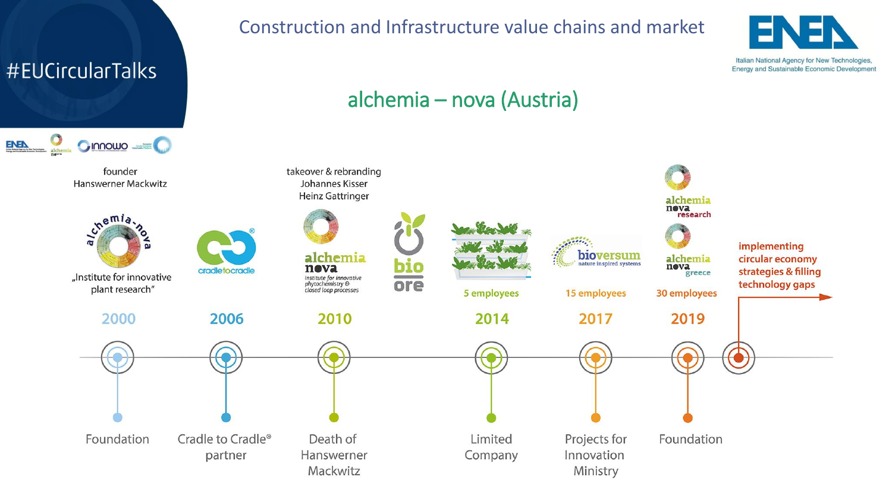# Construction and Infrastructure value chains and market

## alchemia – nova (Austria)

- **2000** – Foundation
  - founder Hanswerner Mackwitz
  - „Institute for innovative plant research"
- **2006** – Cradle to Cradle® partner
- **2010** – Death of Hanswerner Mackwitz
  - takeover & rebranding Johannes Kisser, Heinz Gattringer
  - alchemia nova – institute for innovative phytochemistry & closed loop processes
  - bio ore
- **2014** – Limited Company
  - 5 employees
- **2017** – Projects for Innovation Ministry
  - bioversum – nature inspired systems
  - 15 employees
- **2019** – Foundation
  - alchemia nova research
  - alchemia nova greece
  - 30 employees
- implementing circular economy strategies & filling technology gaps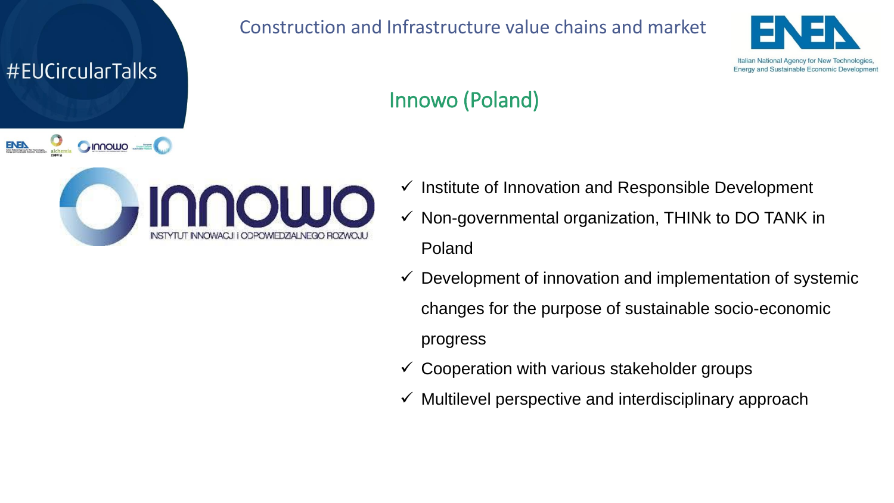# Construction and Infrastructure value chains and market

#EUCircularTalks

## Innowo (Poland)

INNOWO
INSTYTUT INNOWACJI i ODPOWIEDZIALNEGO ROZWOJU

- ✓ Institute of Innovation and Responsible Development
- ✓ Non-governmental organization, THINk to DO TANK in Poland
- ✓ Development of innovation and implementation of systemic changes for the purpose of sustainable socio-economic progress
- ✓ Cooperation with various stakeholder groups
- ✓ Multilevel perspective and interdisciplinary approach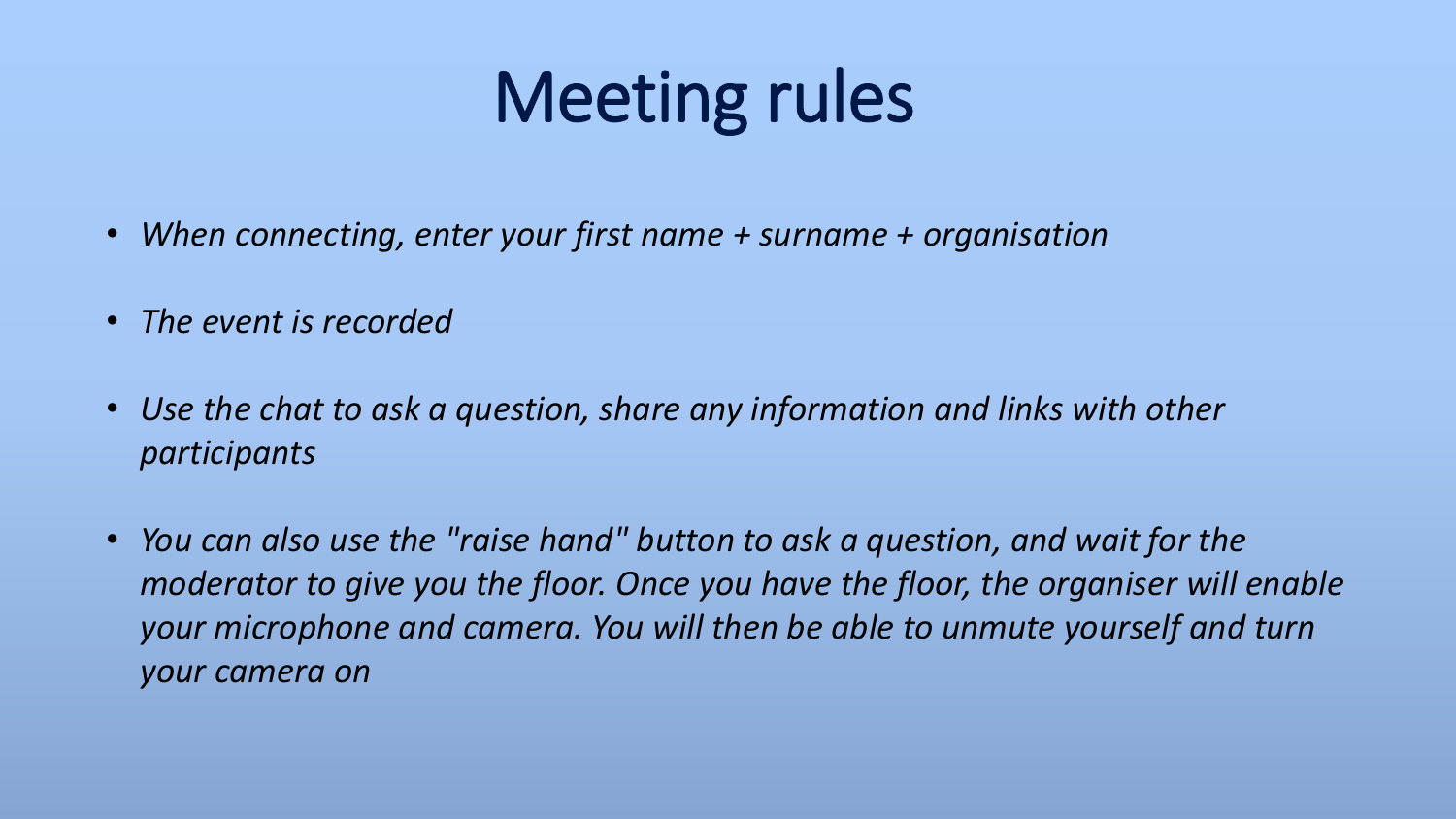# Meeting rules

- *When connecting, enter your first name + surname + organisation*
- *The event is recorded*
- *Use the chat to ask a question, share any information and links with other participants*
- *You can also use the "raise hand" button to ask a question, and wait for the moderator to give you the floor. Once you have the floor, the organiser will enable your microphone and camera. You will then be able to unmute yourself and turn your camera on*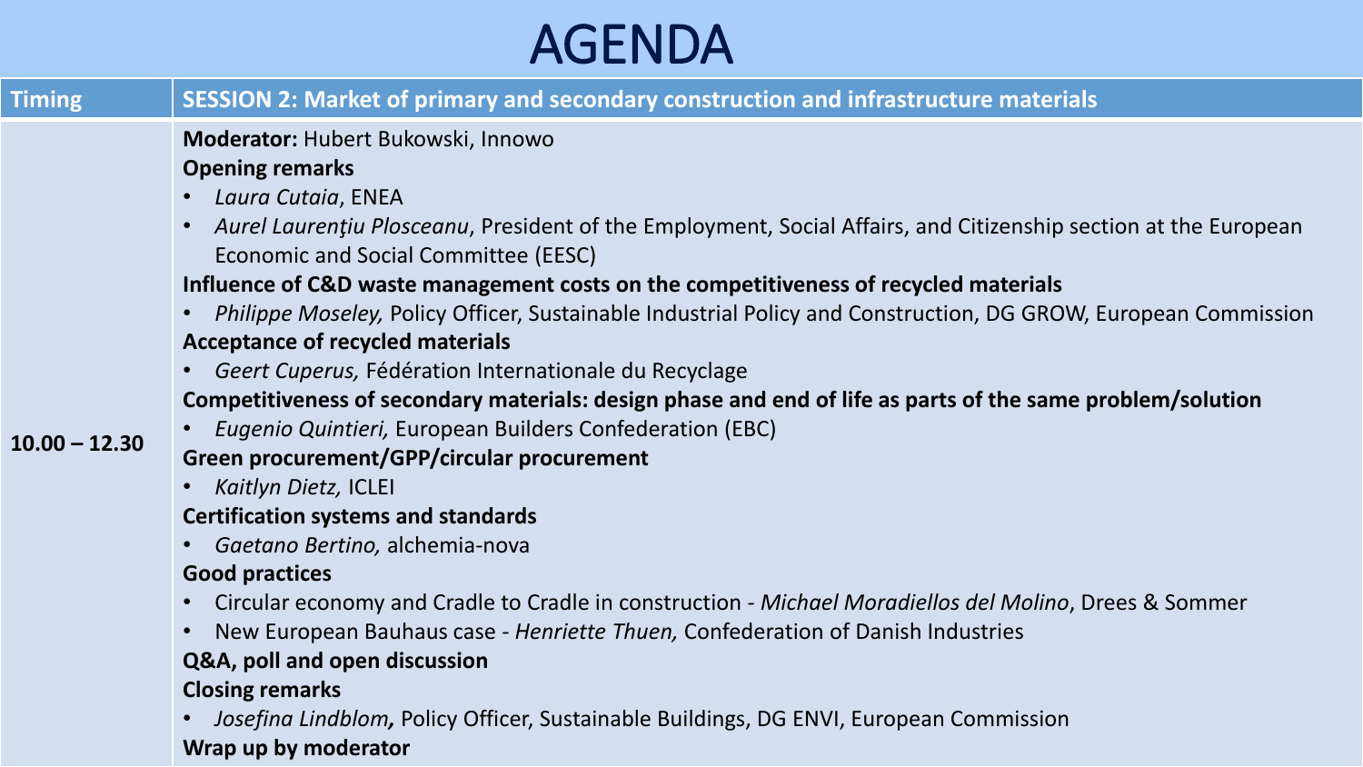# AGENDA

| Timing | SESSION 2: Market of primary and secondary construction and infrastructure materials |
| --- | --- |
| 10.00 – 12.30 | **Moderator:** Hubert Bukowski, Innowo<br>**Opening remarks**<br>• *Laura Cutaia*, ENEA<br>• *Aurel Laurenţiu Plosceanu*, President of the Employment, Social Affairs, and Citizenship section at the European Economic and Social Committee (EESC)<br>**Influence of C&D waste management costs on the competitiveness of recycled materials**<br>• *Philippe Moseley,* Policy Officer, Sustainable Industrial Policy and Construction, DG GROW, European Commission<br>**Acceptance of recycled materials**<br>• *Geert Cuperus,* Fédération Internationale du Recyclage<br>**Competitiveness of secondary materials: design phase and end of life as parts of the same problem/solution**<br>• *Eugenio Quintieri,* European Builders Confederation (EBC)<br>**Green procurement/GPP/circular procurement**<br>• *Kaitlyn Dietz,* ICLEI<br>**Certification systems and standards**<br>• *Gaetano Bertino,* alchemia-nova<br>**Good practices**<br>• Circular economy and Cradle to Cradle in construction - *Michael Moradiellos del Molino*, Drees & Sommer<br>• New European Bauhaus case - *Henriette Thuen,* Confederation of Danish Industries<br>**Q&A, poll and open discussion**<br>**Closing remarks**<br>• *Josefina Lindblom***,** Policy Officer, Sustainable Buildings, DG ENVI, European Commission<br>**Wrap up by moderator** |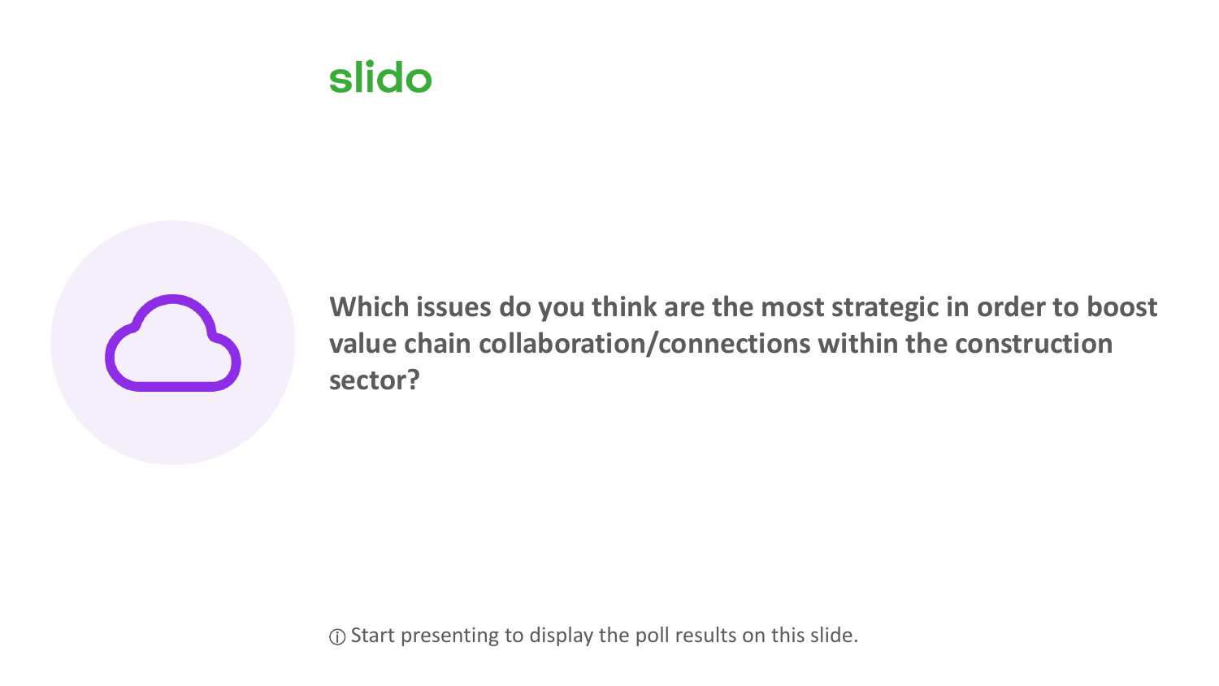slido

**Which issues do you think are the most strategic in order to boost value chain collaboration/connections within the construction sector?**

ⓘ Start presenting to display the poll results on this slide.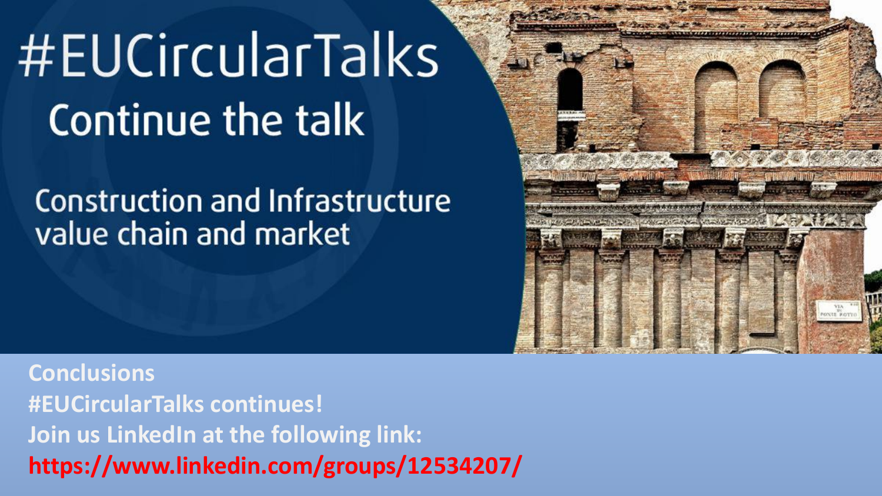# #EUCircularTalks

## Continue the talk

Construction and Infrastructure value chain and market

**Conclusions**

**#EUCircularTalks continues!**

**Join us LinkedIn at the following link:**

**https://www.linkedin.com/groups/12534207/**